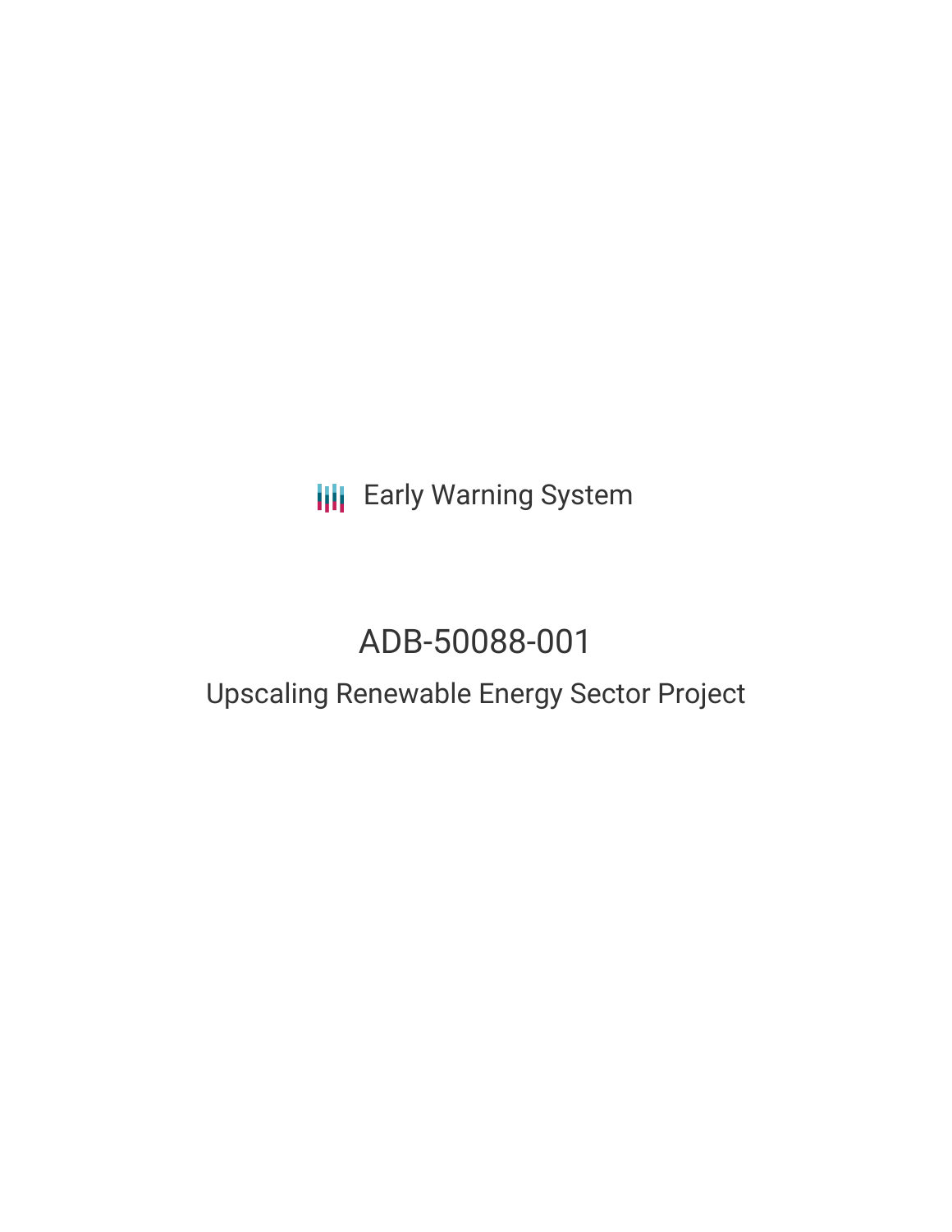Early Warning System

# ADB-50088-001

## Upscaling Renewable Energy Sector Project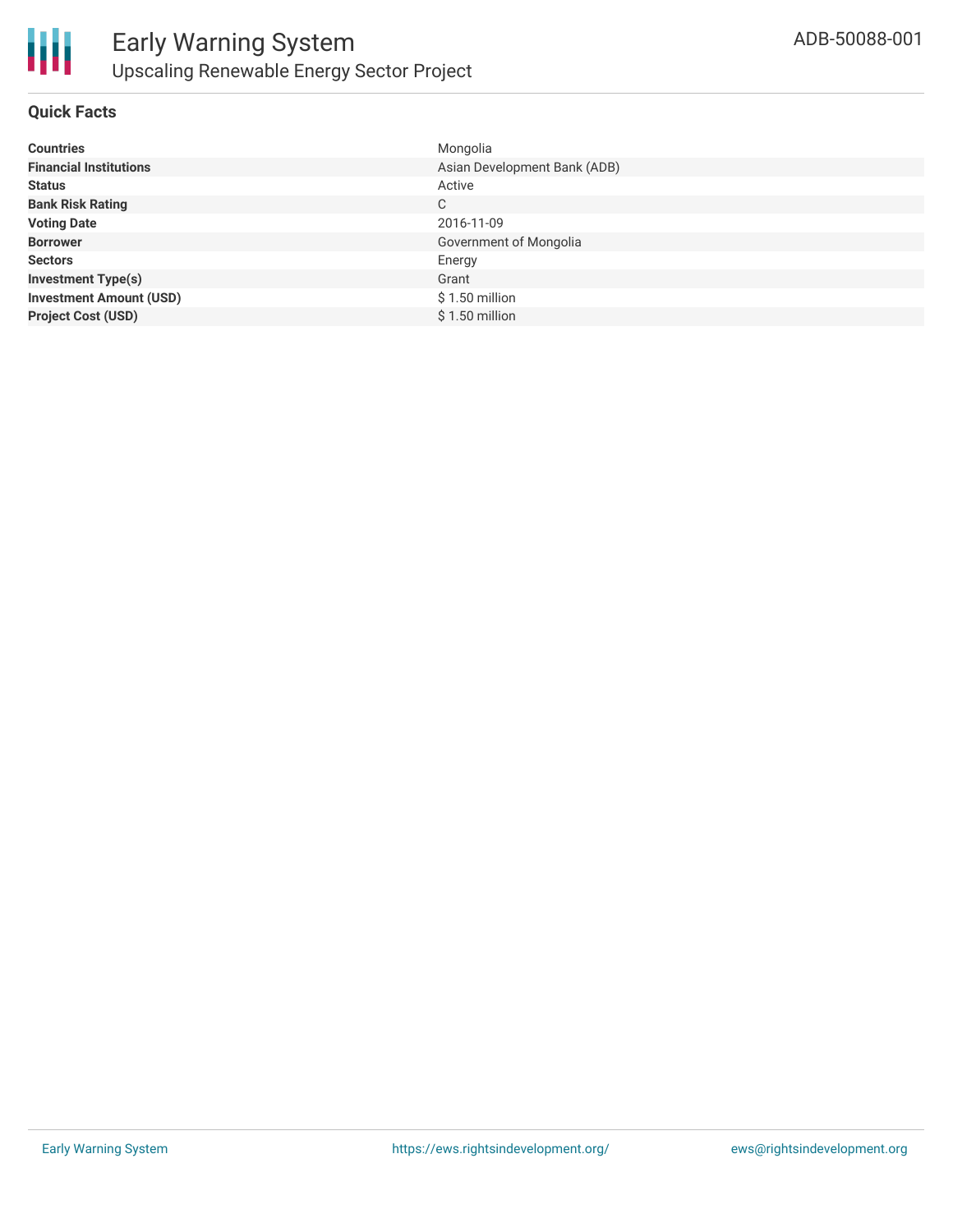# Early Warning System

## Upscaling Renewable Energy Sector Project

ADB-50088-001

### Quick Facts

| | |
|---|---|
| **Countries** | Mongolia |
| **Financial Institutions** | Asian Development Bank (ADB) |
| **Status** | Active |
| **Bank Risk Rating** | C |
| **Voting Date** | 2016-11-09 |
| **Borrower** | Government of Mongolia |
| **Sectors** | Energy |
| **Investment Type(s)** | Grant |
| **Investment Amount (USD)** | $ 1.50 million |
| **Project Cost (USD)** | $ 1.50 million |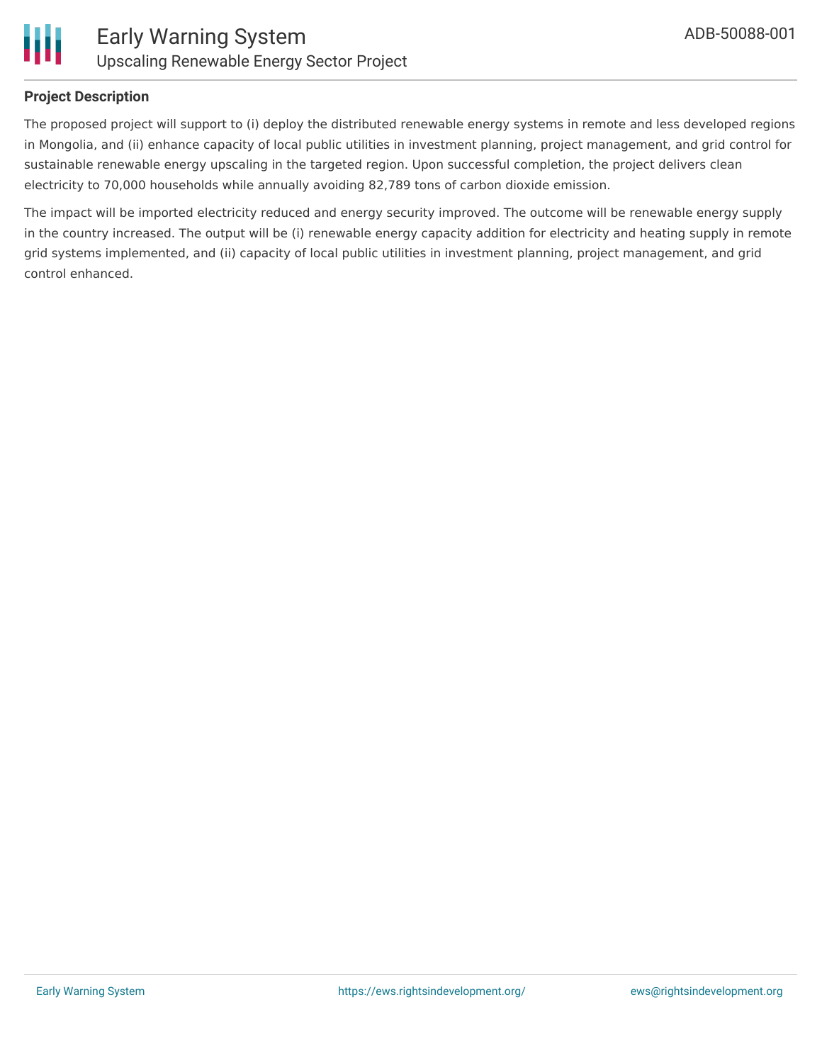## Project Description

The proposed project will support to (i) deploy the distributed renewable energy systems in remote and less developed regions in Mongolia, and (ii) enhance capacity of local public utilities in investment planning, project management, and grid control for sustainable renewable energy upscaling in the targeted region. Upon successful completion, the project delivers clean electricity to 70,000 households while annually avoiding 82,789 tons of carbon dioxide emission.

The impact will be imported electricity reduced and energy security improved. The outcome will be renewable energy supply in the country increased. The output will be (i) renewable energy capacity addition for electricity and heating supply in remote grid systems implemented, and (ii) capacity of local public utilities in investment planning, project management, and grid control enhanced.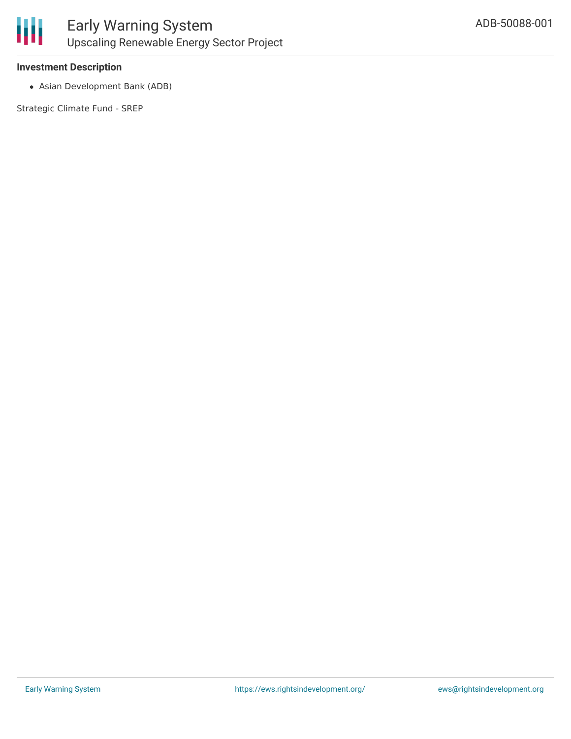### Investment Description

- Asian Development Bank (ADB)

Strategic Climate Fund - SREP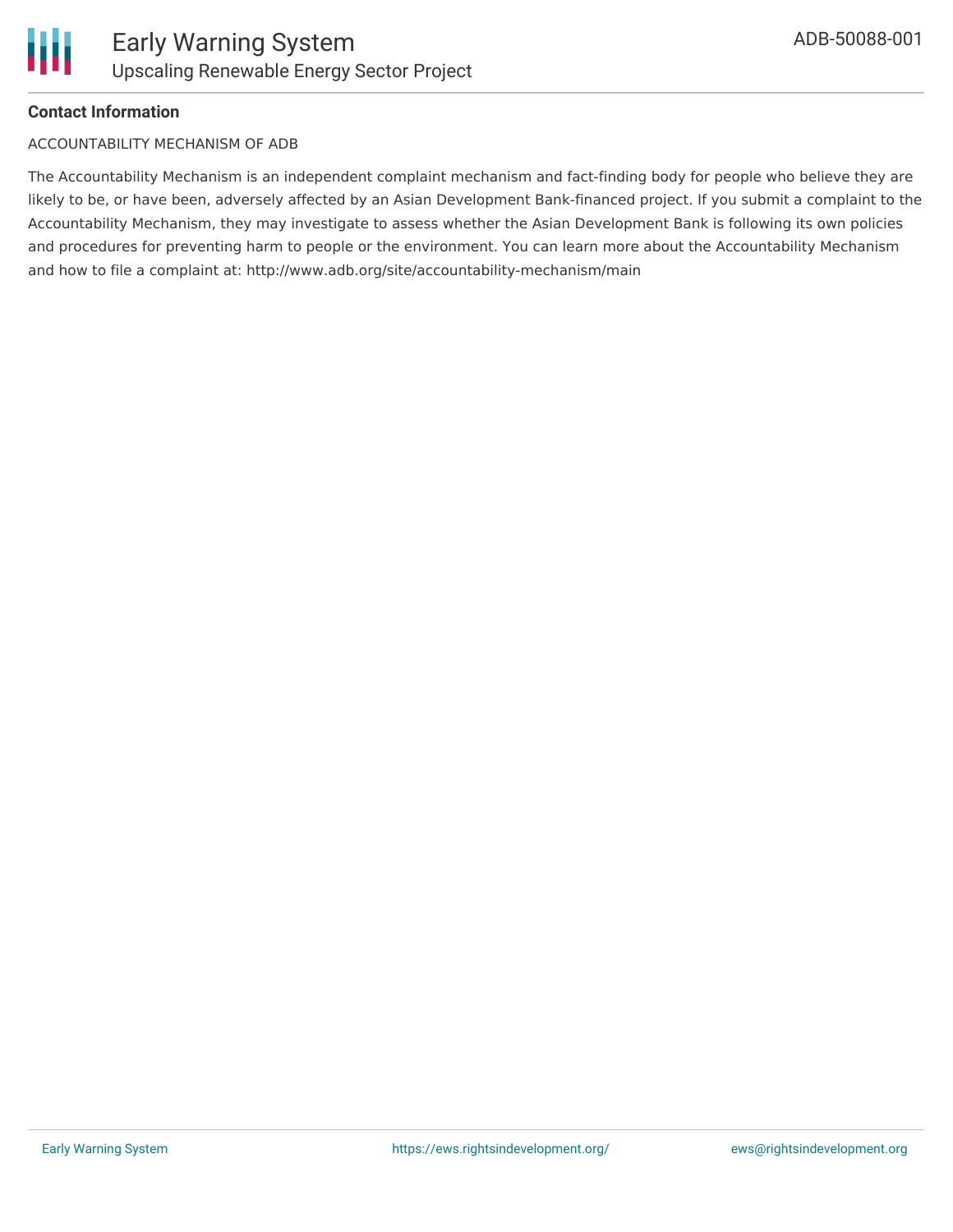**Contact Information**

ACCOUNTABILITY MECHANISM OF ADB

The Accountability Mechanism is an independent complaint mechanism and fact-finding body for people who believe they are likely to be, or have been, adversely affected by an Asian Development Bank-financed project. If you submit a complaint to the Accountability Mechanism, they may investigate to assess whether the Asian Development Bank is following its own policies and procedures for preventing harm to people or the environment. You can learn more about the Accountability Mechanism and how to file a complaint at: http://www.adb.org/site/accountability-mechanism/main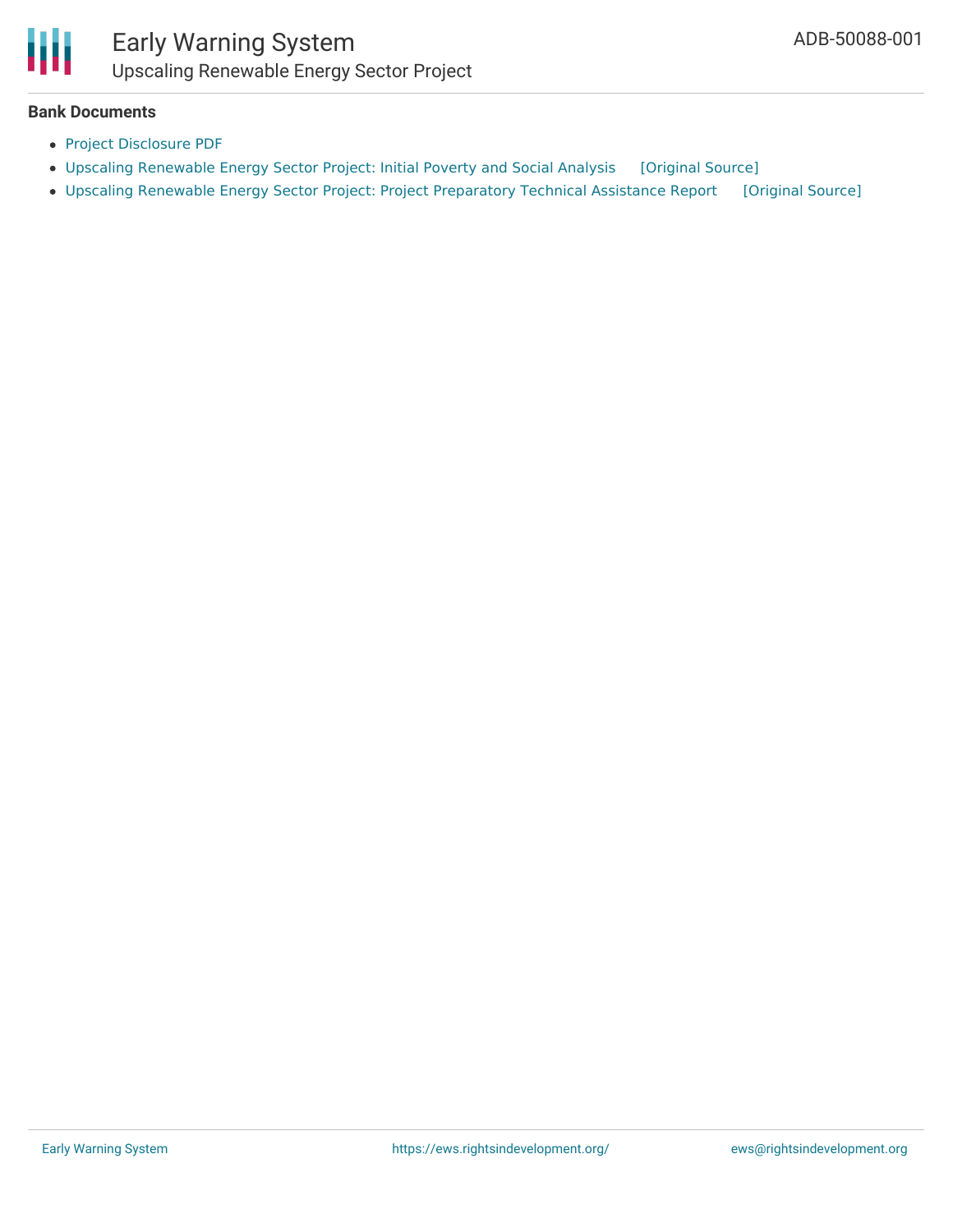**Bank Documents**

- Project Disclosure PDF
- Upscaling Renewable Energy Sector Project: Initial Poverty and Social Analysis [Original Source]
- Upscaling Renewable Energy Sector Project: Project Preparatory Technical Assistance Report [Original Source]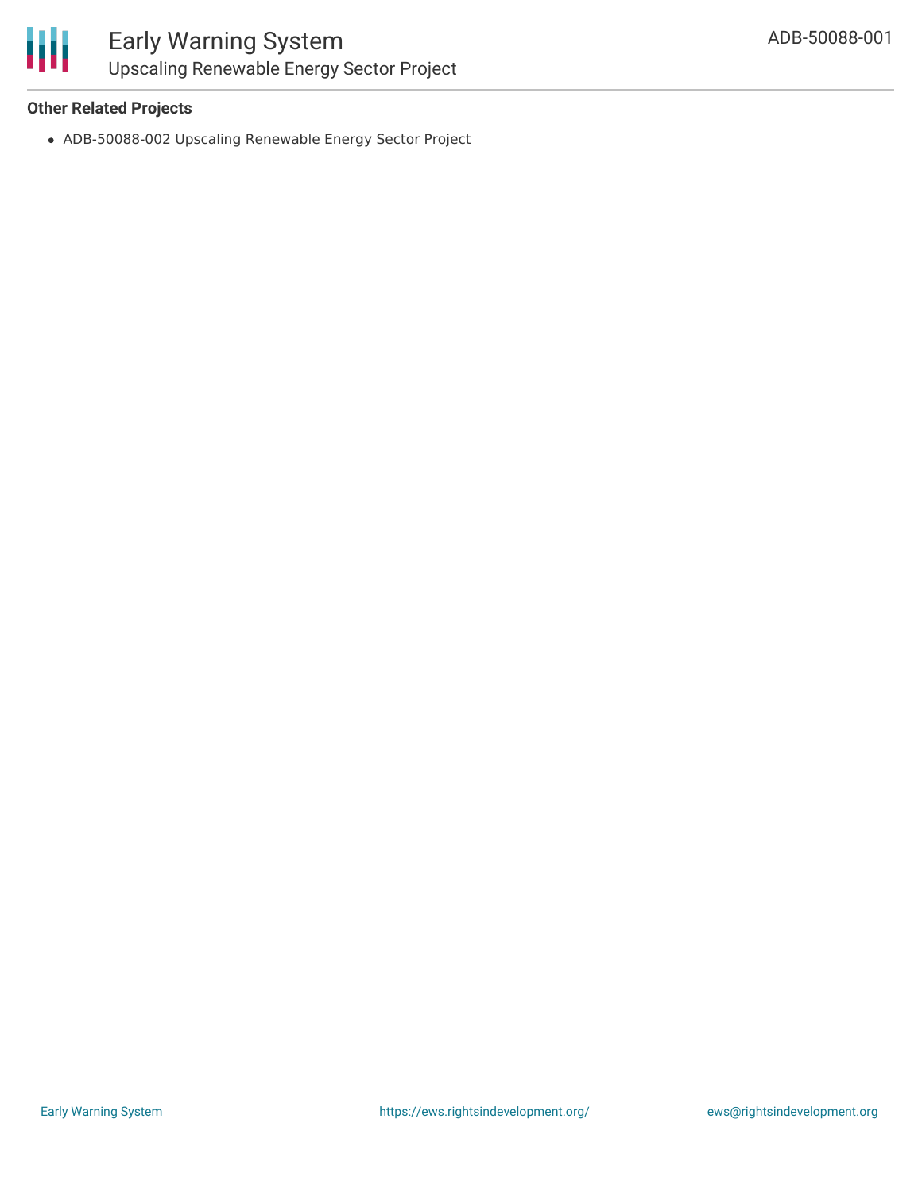**Other Related Projects**

- ADB-50088-002 Upscaling Renewable Energy Sector Project